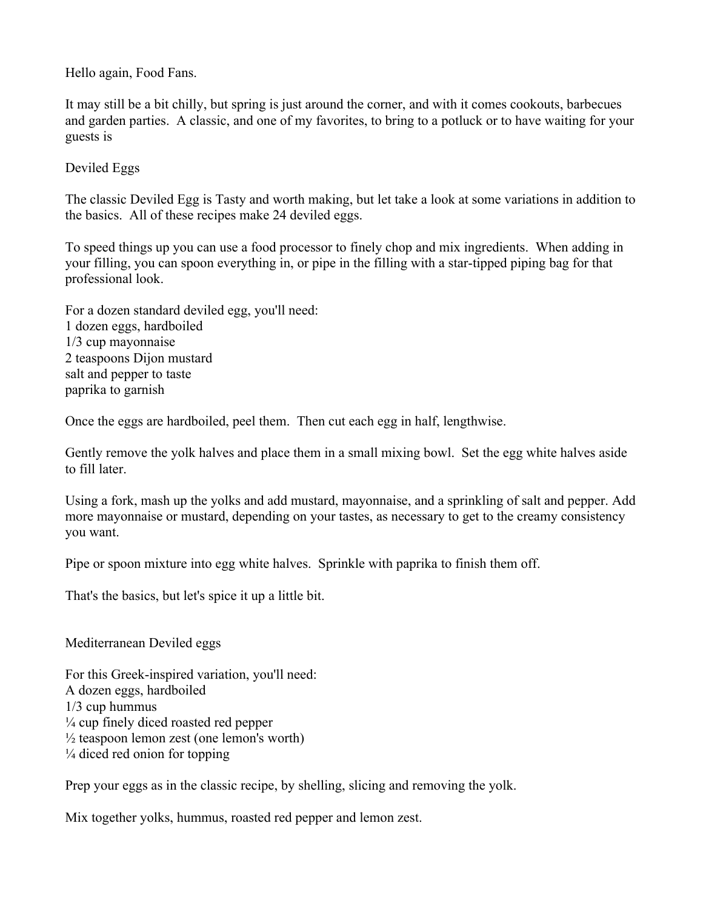Hello again, Food Fans.

It may still be a bit chilly, but spring is just around the corner, and with it comes cookouts, barbecues and garden parties. A classic, and one of my favorites, to bring to a potluck or to have waiting for your guests is

## Deviled Eggs

The classic Deviled Egg is Tasty and worth making, but let take a look at some variations in addition to the basics. All of these recipes make 24 deviled eggs.

To speed things up you can use a food processor to finely chop and mix ingredients. When adding in your filling, you can spoon everything in, or pipe in the filling with a star-tipped piping bag for that professional look.

For a dozen standard deviled egg, you'll need:
1 dozen eggs, hardboiled
1/3 cup mayonnaise
2 teaspoons Dijon mustard
salt and pepper to taste
paprika to garnish

Once the eggs are hardboiled, peel them. Then cut each egg in half, lengthwise.

Gently remove the yolk halves and place them in a small mixing bowl. Set the egg white halves aside to fill later.

Using a fork, mash up the yolks and add mustard, mayonnaise, and a sprinkling of salt and pepper. Add more mayonnaise or mustard, depending on your tastes, as necessary to get to the creamy consistency you want.

Pipe or spoon mixture into egg white halves. Sprinkle with paprika to finish them off.

That's the basics, but let's spice it up a little bit.

## Mediterranean Deviled eggs

For this Greek-inspired variation, you'll need:
A dozen eggs, hardboiled
1/3 cup hummus
¼ cup finely diced roasted red pepper
½ teaspoon lemon zest (one lemon's worth)
¼ diced red onion for topping

Prep your eggs as in the classic recipe, by shelling, slicing and removing the yolk.

Mix together yolks, hummus, roasted red pepper and lemon zest.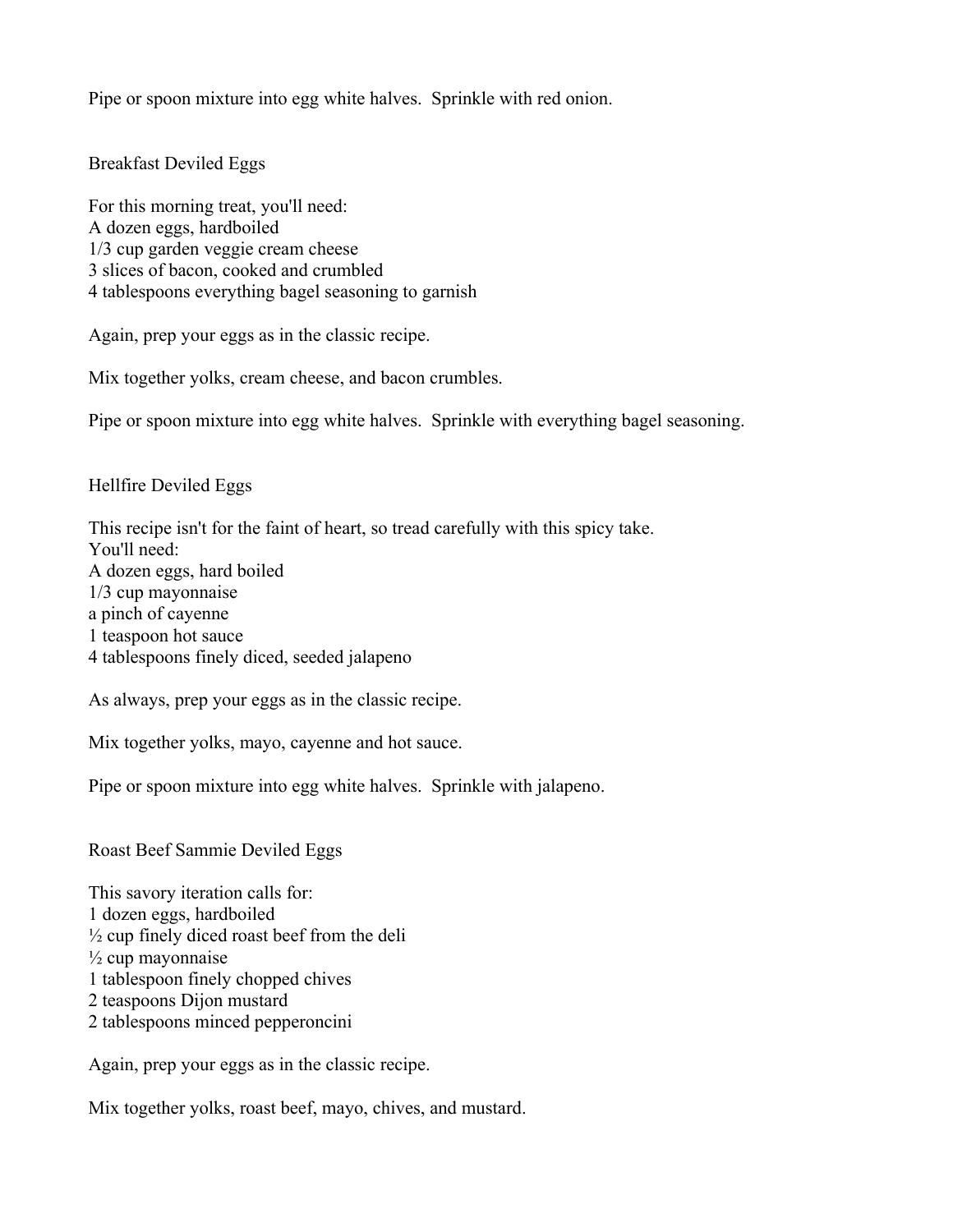Pipe or spoon mixture into egg white halves. Sprinkle with red onion.

## Breakfast Deviled Eggs

For this morning treat, you'll need:
A dozen eggs, hardboiled
1/3 cup garden veggie cream cheese
3 slices of bacon, cooked and crumbled
4 tablespoons everything bagel seasoning to garnish

Again, prep your eggs as in the classic recipe.

Mix together yolks, cream cheese, and bacon crumbles.

Pipe or spoon mixture into egg white halves. Sprinkle with everything bagel seasoning.

## Hellfire Deviled Eggs

This recipe isn't for the faint of heart, so tread carefully with this spicy take.
You'll need:
A dozen eggs, hard boiled
1/3 cup mayonnaise
a pinch of cayenne
1 teaspoon hot sauce
4 tablespoons finely diced, seeded jalapeno

As always, prep your eggs as in the classic recipe.

Mix together yolks, mayo, cayenne and hot sauce.

Pipe or spoon mixture into egg white halves. Sprinkle with jalapeno.

## Roast Beef Sammie Deviled Eggs

This savory iteration calls for:
1 dozen eggs, hardboiled
½ cup finely diced roast beef from the deli
½ cup mayonnaise
1 tablespoon finely chopped chives
2 teaspoons Dijon mustard
2 tablespoons minced pepperoncini

Again, prep your eggs as in the classic recipe.

Mix together yolks, roast beef, mayo, chives, and mustard.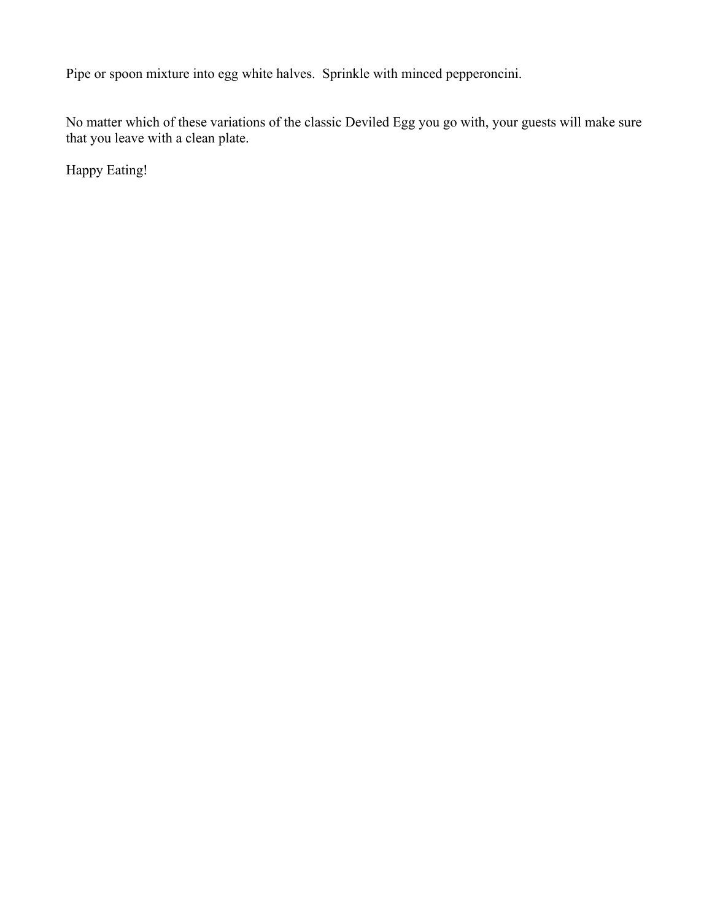Pipe or spoon mixture into egg white halves. Sprinkle with minced pepperoncini.

No matter which of these variations of the classic Deviled Egg you go with, your guests will make sure that you leave with a clean plate.

Happy Eating!